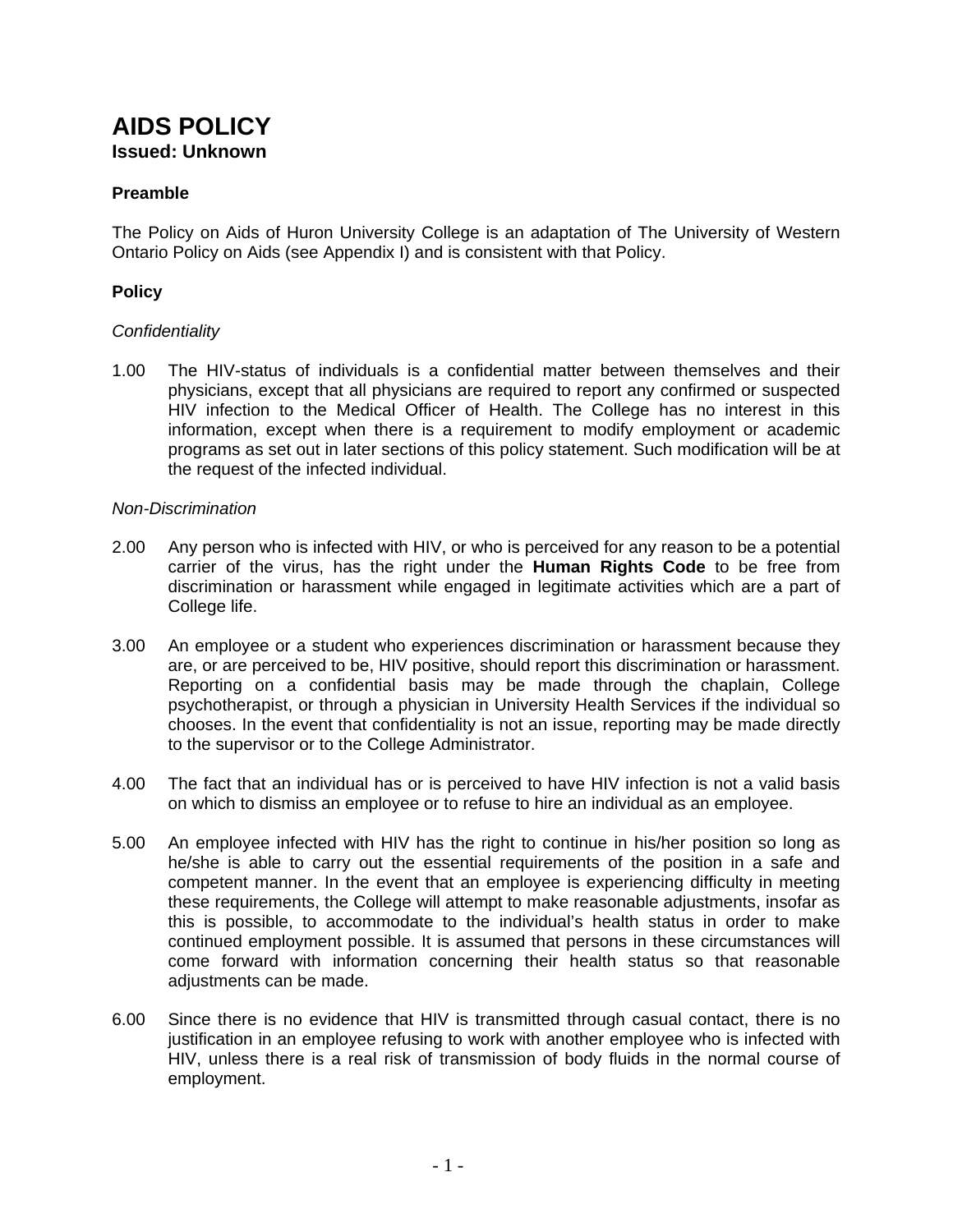# AIDS POLICY

**Issued: Unknown**

### Preamble

The Policy on Aids of Huron University College is an adaptation of The University of Western Ontario Policy on Aids (see Appendix I) and is consistent with that Policy.

### Policy

*Confidentiality*

1.00 The HIV-status of individuals is a confidential matter between themselves and their physicians, except that all physicians are required to report any confirmed or suspected HIV infection to the Medical Officer of Health. The College has no interest in this information, except when there is a requirement to modify employment or academic programs as set out in later sections of this policy statement. Such modification will be at the request of the infected individual.

*Non-Discrimination*

2.00 Any person who is infected with HIV, or who is perceived for any reason to be a potential carrier of the virus, has the right under the **Human Rights Code** to be free from discrimination or harassment while engaged in legitimate activities which are a part of College life.

3.00 An employee or a student who experiences discrimination or harassment because they are, or are perceived to be, HIV positive, should report this discrimination or harassment. Reporting on a confidential basis may be made through the chaplain, College psychotherapist, or through a physician in University Health Services if the individual so chooses. In the event that confidentiality is not an issue, reporting may be made directly to the supervisor or to the College Administrator.

4.00 The fact that an individual has or is perceived to have HIV infection is not a valid basis on which to dismiss an employee or to refuse to hire an individual as an employee.

5.00 An employee infected with HIV has the right to continue in his/her position so long as he/she is able to carry out the essential requirements of the position in a safe and competent manner. In the event that an employee is experiencing difficulty in meeting these requirements, the College will attempt to make reasonable adjustments, insofar as this is possible, to accommodate to the individual's health status in order to make continued employment possible. It is assumed that persons in these circumstances will come forward with information concerning their health status so that reasonable adjustments can be made.

6.00 Since there is no evidence that HIV is transmitted through casual contact, there is no justification in an employee refusing to work with another employee who is infected with HIV, unless there is a real risk of transmission of body fluids in the normal course of employment.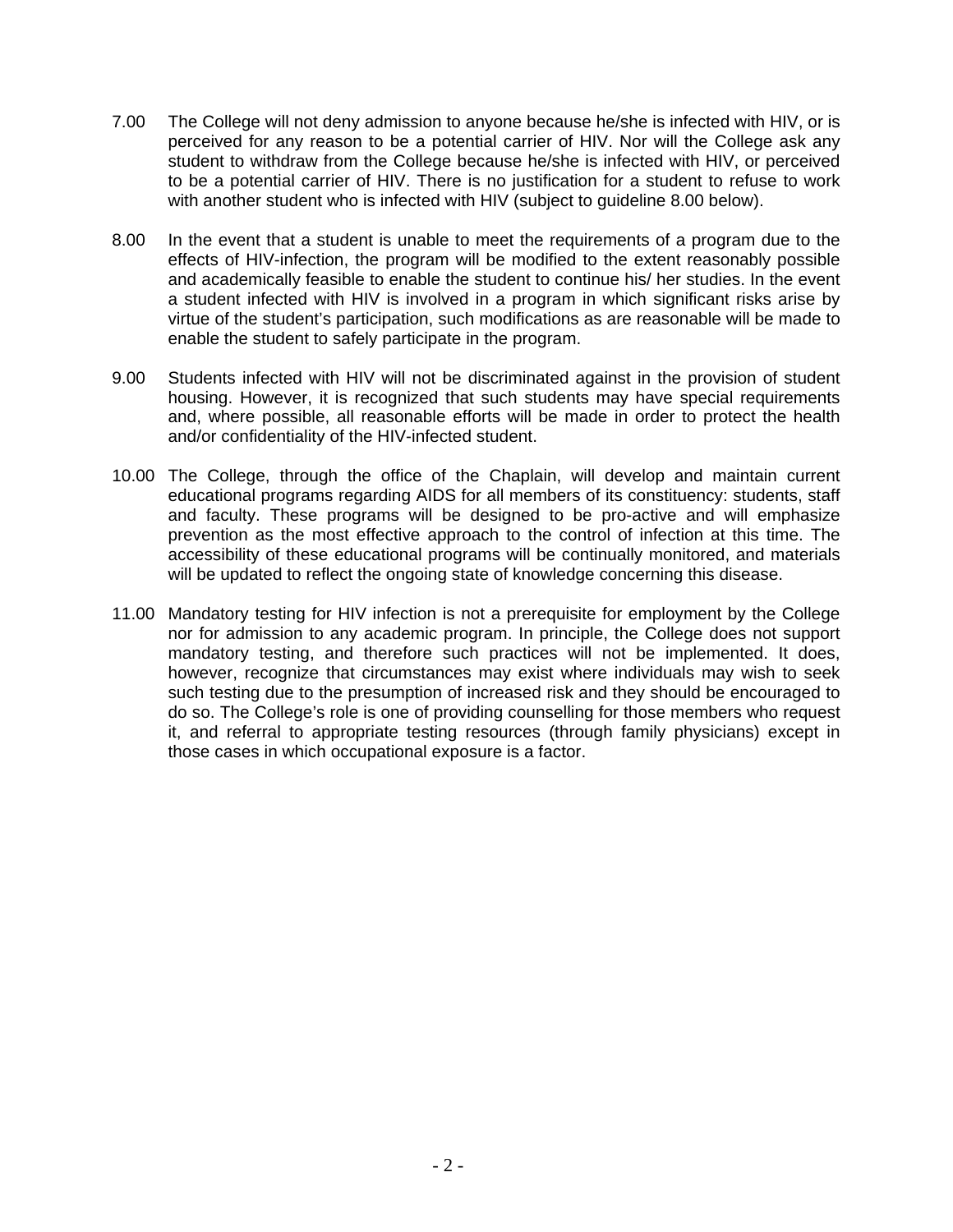7.00 The College will not deny admission to anyone because he/she is infected with HIV, or is perceived for any reason to be a potential carrier of HIV. Nor will the College ask any student to withdraw from the College because he/she is infected with HIV, or perceived to be a potential carrier of HIV. There is no justification for a student to refuse to work with another student who is infected with HIV (subject to guideline 8.00 below).

8.00 In the event that a student is unable to meet the requirements of a program due to the effects of HIV-infection, the program will be modified to the extent reasonably possible and academically feasible to enable the student to continue his/ her studies. In the event a student infected with HIV is involved in a program in which significant risks arise by virtue of the student's participation, such modifications as are reasonable will be made to enable the student to safely participate in the program.

9.00 Students infected with HIV will not be discriminated against in the provision of student housing. However, it is recognized that such students may have special requirements and, where possible, all reasonable efforts will be made in order to protect the health and/or confidentiality of the HIV-infected student.

10.00 The College, through the office of the Chaplain, will develop and maintain current educational programs regarding AIDS for all members of its constituency: students, staff and faculty. These programs will be designed to be pro-active and will emphasize prevention as the most effective approach to the control of infection at this time. The accessibility of these educational programs will be continually monitored, and materials will be updated to reflect the ongoing state of knowledge concerning this disease.

11.00 Mandatory testing for HIV infection is not a prerequisite for employment by the College nor for admission to any academic program. In principle, the College does not support mandatory testing, and therefore such practices will not be implemented. It does, however, recognize that circumstances may exist where individuals may wish to seek such testing due to the presumption of increased risk and they should be encouraged to do so. The College's role is one of providing counselling for those members who request it, and referral to appropriate testing resources (through family physicians) except in those cases in which occupational exposure is a factor.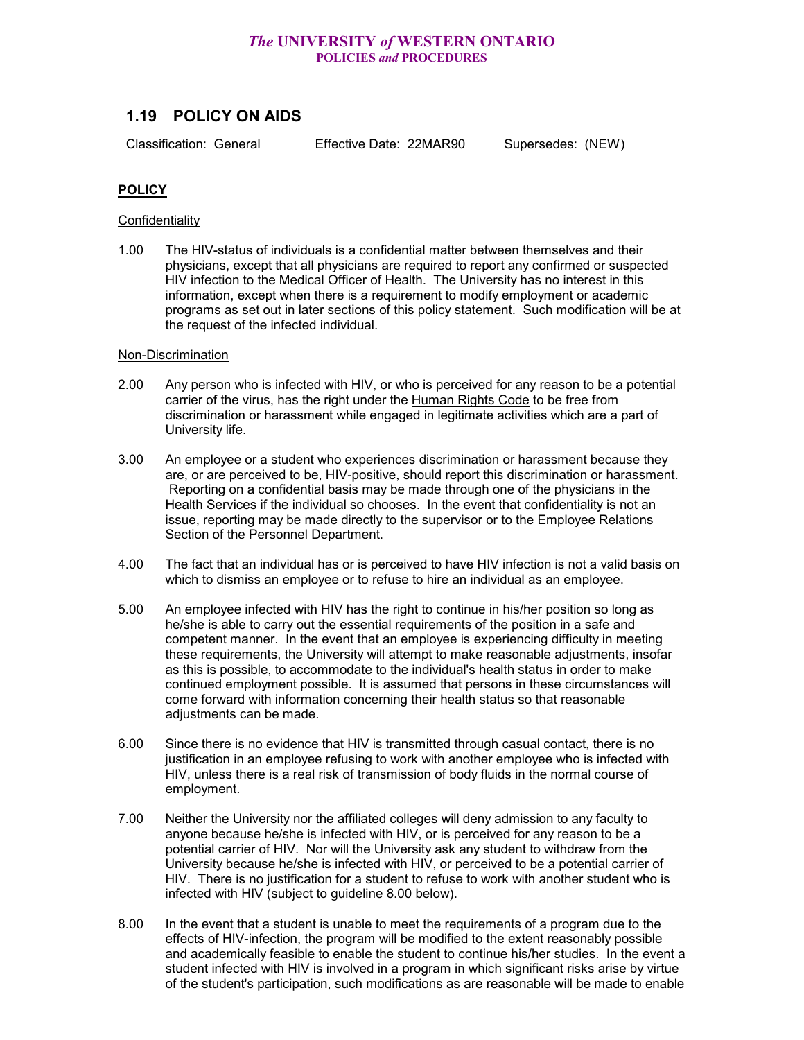# 1.19 POLICY ON AIDS

Classification: General    Effective Date: 22MAR90    Supersedes: (NEW)

## POLICY

### Confidentiality

1.00 The HIV-status of individuals is a confidential matter between themselves and their physicians, except that all physicians are required to report any confirmed or suspected HIV infection to the Medical Officer of Health. The University has no interest in this information, except when there is a requirement to modify employment or academic programs as set out in later sections of this policy statement. Such modification will be at the request of the infected individual.

### Non-Discrimination

2.00 Any person who is infected with HIV, or who is perceived for any reason to be a potential carrier of the virus, has the right under the Human Rights Code to be free from discrimination or harassment while engaged in legitimate activities which are a part of University life.

3.00 An employee or a student who experiences discrimination or harassment because they are, or are perceived to be, HIV-positive, should report this discrimination or harassment. Reporting on a confidential basis may be made through one of the physicians in the Health Services if the individual so chooses. In the event that confidentiality is not an issue, reporting may be made directly to the supervisor or to the Employee Relations Section of the Personnel Department.

4.00 The fact that an individual has or is perceived to have HIV infection is not a valid basis on which to dismiss an employee or to refuse to hire an individual as an employee.

5.00 An employee infected with HIV has the right to continue in his/her position so long as he/she is able to carry out the essential requirements of the position in a safe and competent manner. In the event that an employee is experiencing difficulty in meeting these requirements, the University will attempt to make reasonable adjustments, insofar as this is possible, to accommodate to the individual's health status in order to make continued employment possible. It is assumed that persons in these circumstances will come forward with information concerning their health status so that reasonable adjustments can be made.

6.00 Since there is no evidence that HIV is transmitted through casual contact, there is no justification in an employee refusing to work with another employee who is infected with HIV, unless there is a real risk of transmission of body fluids in the normal course of employment.

7.00 Neither the University nor the affiliated colleges will deny admission to any faculty to anyone because he/she is infected with HIV, or is perceived for any reason to be a potential carrier of HIV. Nor will the University ask any student to withdraw from the University because he/she is infected with HIV, or perceived to be a potential carrier of HIV. There is no justification for a student to refuse to work with another student who is infected with HIV (subject to guideline 8.00 below).

8.00 In the event that a student is unable to meet the requirements of a program due to the effects of HIV-infection, the program will be modified to the extent reasonably possible and academically feasible to enable the student to continue his/her studies. In the event a student infected with HIV is involved in a program in which significant risks arise by virtue of the student's participation, such modifications as are reasonable will be made to enable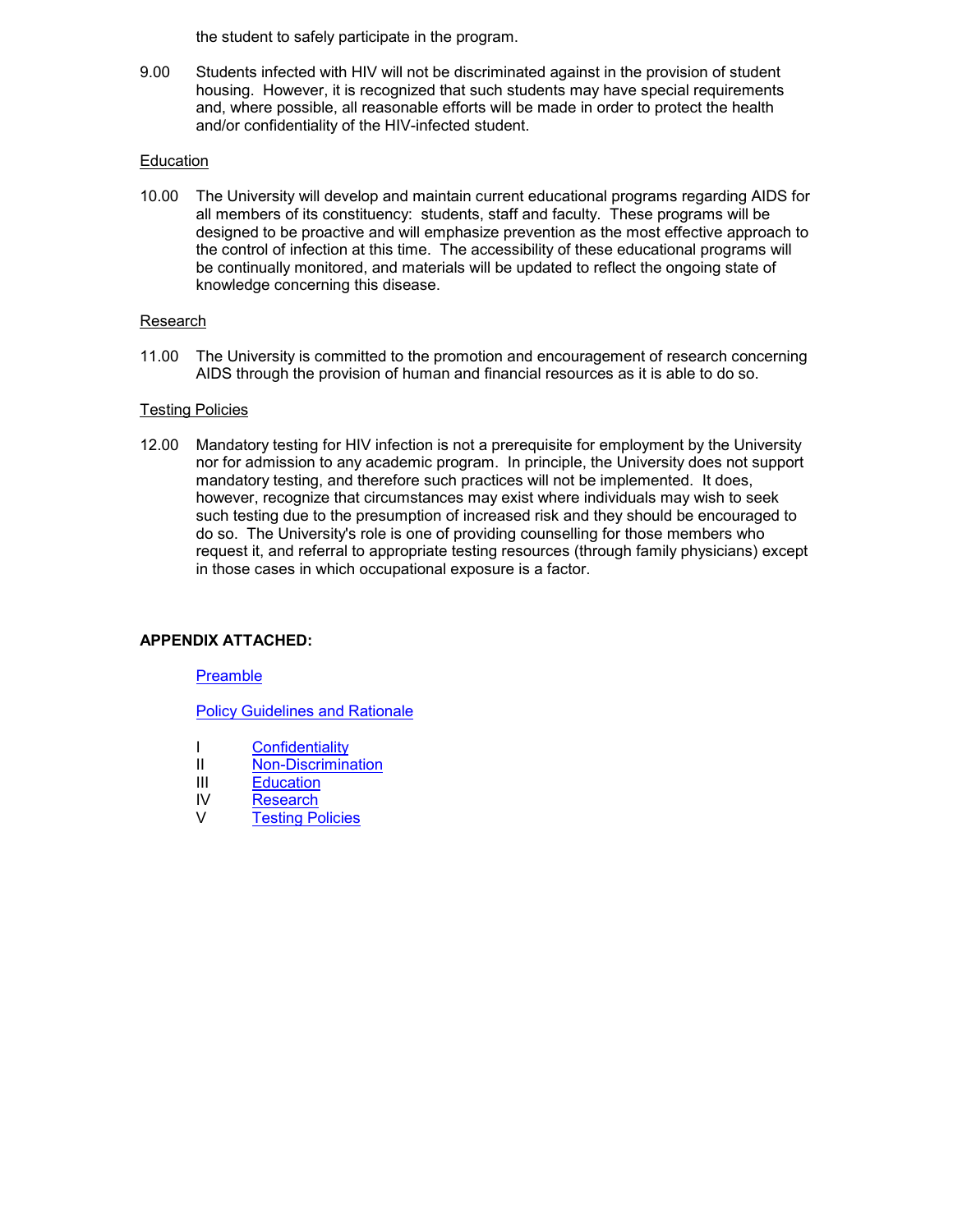the student to safely participate in the program.

9.00 Students infected with HIV will not be discriminated against in the provision of student housing. However, it is recognized that such students may have special requirements and, where possible, all reasonable efforts will be made in order to protect the health and/or confidentiality of the HIV-infected student.

Education

10.00 The University will develop and maintain current educational programs regarding AIDS for all members of its constituency: students, staff and faculty. These programs will be designed to be proactive and will emphasize prevention as the most effective approach to the control of infection at this time. The accessibility of these educational programs will be continually monitored, and materials will be updated to reflect the ongoing state of knowledge concerning this disease.

Research

11.00 The University is committed to the promotion and encouragement of research concerning AIDS through the provision of human and financial resources as it is able to do so.

Testing Policies

12.00 Mandatory testing for HIV infection is not a prerequisite for employment by the University nor for admission to any academic program. In principle, the University does not support mandatory testing, and therefore such practices will not be implemented. It does, however, recognize that circumstances may exist where individuals may wish to seek such testing due to the presumption of increased risk and they should be encouraged to do so. The University's role is one of providing counselling for those members who request it, and referral to appropriate testing resources (through family physicians) except in those cases in which occupational exposure is a factor.

**APPENDIX ATTACHED:**

Preamble

Policy Guidelines and Rationale

I Confidentiality
II Non-Discrimination
III Education
IV Research
V Testing Policies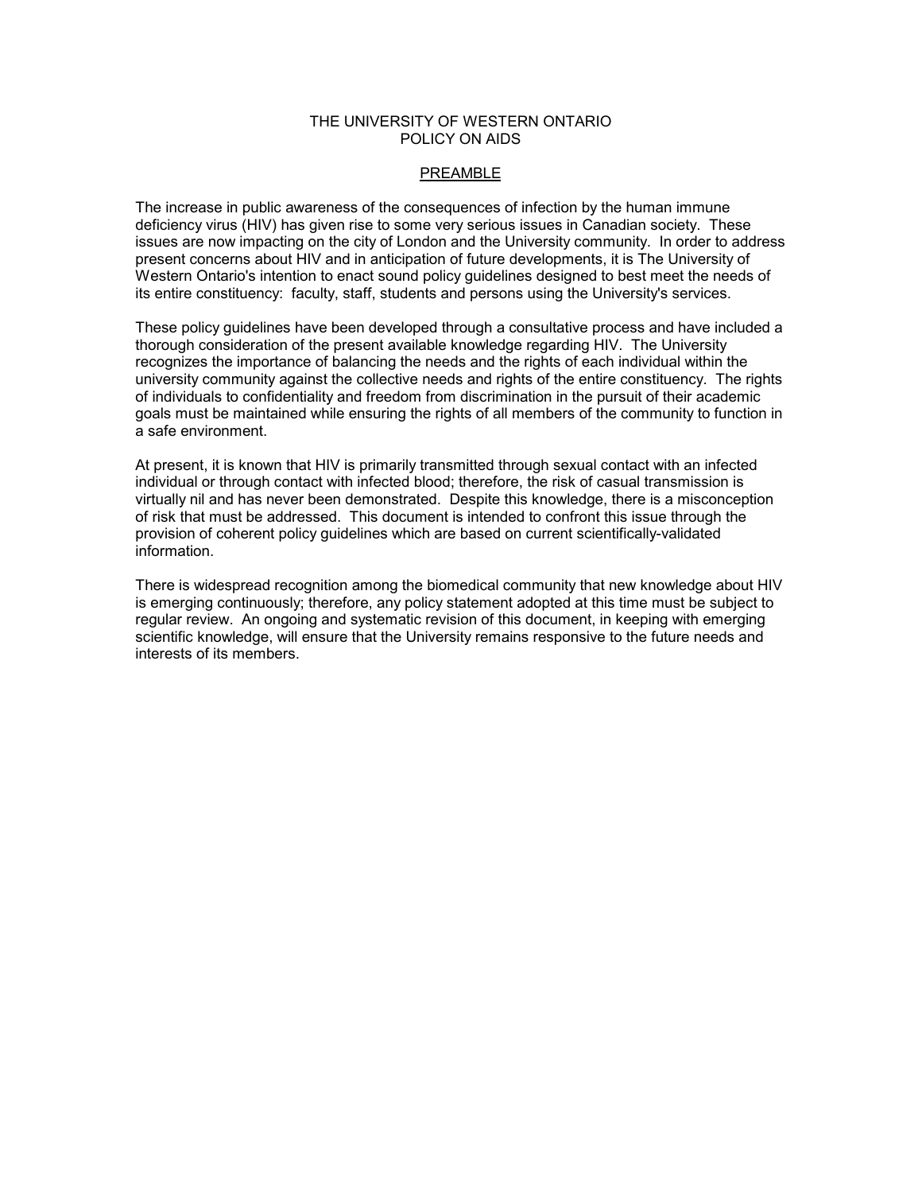# THE UNIVERSITY OF WESTERN ONTARIO
# POLICY ON AIDS

## PREAMBLE

The increase in public awareness of the consequences of infection by the human immune deficiency virus (HIV) has given rise to some very serious issues in Canadian society. These issues are now impacting on the city of London and the University community. In order to address present concerns about HIV and in anticipation of future developments, it is The University of Western Ontario's intention to enact sound policy guidelines designed to best meet the needs of its entire constituency: faculty, staff, students and persons using the University's services.

These policy guidelines have been developed through a consultative process and have included a thorough consideration of the present available knowledge regarding HIV. The University recognizes the importance of balancing the needs and the rights of each individual within the university community against the collective needs and rights of the entire constituency. The rights of individuals to confidentiality and freedom from discrimination in the pursuit of their academic goals must be maintained while ensuring the rights of all members of the community to function in a safe environment.

At present, it is known that HIV is primarily transmitted through sexual contact with an infected individual or through contact with infected blood; therefore, the risk of casual transmission is virtually nil and has never been demonstrated. Despite this knowledge, there is a misconception of risk that must be addressed. This document is intended to confront this issue through the provision of coherent policy guidelines which are based on current scientifically-validated information.

There is widespread recognition among the biomedical community that new knowledge about HIV is emerging continuously; therefore, any policy statement adopted at this time must be subject to regular review. An ongoing and systematic revision of this document, in keeping with emerging scientific knowledge, will ensure that the University remains responsive to the future needs and interests of its members.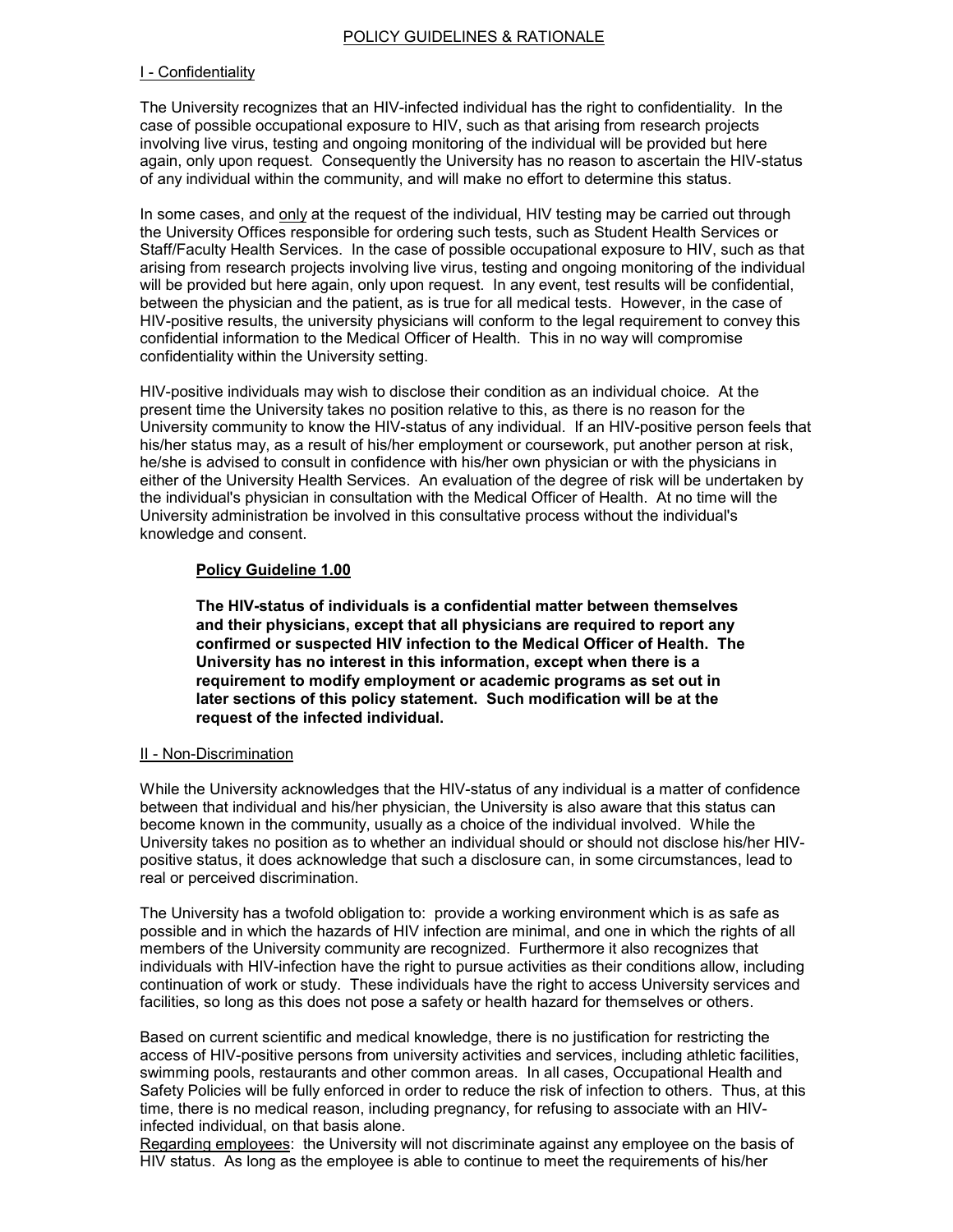## POLICY GUIDELINES & RATIONALE

### I - Confidentiality

The University recognizes that an HIV-infected individual has the right to confidentiality. In the case of possible occupational exposure to HIV, such as that arising from research projects involving live virus, testing and ongoing monitoring of the individual will be provided but here again, only upon request. Consequently the University has no reason to ascertain the HIV-status of any individual within the community, and will make no effort to determine this status.

In some cases, and only at the request of the individual, HIV testing may be carried out through the University Offices responsible for ordering such tests, such as Student Health Services or Staff/Faculty Health Services. In the case of possible occupational exposure to HIV, such as that arising from research projects involving live virus, testing and ongoing monitoring of the individual will be provided but here again, only upon request. In any event, test results will be confidential, between the physician and the patient, as is true for all medical tests. However, in the case of HIV-positive results, the university physicians will conform to the legal requirement to convey this confidential information to the Medical Officer of Health. This in no way will compromise confidentiality within the University setting.

HIV-positive individuals may wish to disclose their condition as an individual choice. At the present time the University takes no position relative to this, as there is no reason for the University community to know the HIV-status of any individual. If an HIV-positive person feels that his/her status may, as a result of his/her employment or coursework, put another person at risk, he/she is advised to consult in confidence with his/her own physician or with the physicians in either of the University Health Services. An evaluation of the degree of risk will be undertaken by the individual's physician in consultation with the Medical Officer of Health. At no time will the University administration be involved in this consultative process without the individual's knowledge and consent.

**Policy Guideline 1.00**

**The HIV-status of individuals is a confidential matter between themselves and their physicians, except that all physicians are required to report any confirmed or suspected HIV infection to the Medical Officer of Health. The University has no interest in this information, except when there is a requirement to modify employment or academic programs as set out in later sections of this policy statement. Such modification will be at the request of the infected individual.**

### II - Non-Discrimination

While the University acknowledges that the HIV-status of any individual is a matter of confidence between that individual and his/her physician, the University is also aware that this status can become known in the community, usually as a choice of the individual involved. While the University takes no position as to whether an individual should or should not disclose his/her HIV-positive status, it does acknowledge that such a disclosure can, in some circumstances, lead to real or perceived discrimination.

The University has a twofold obligation to: provide a working environment which is as safe as possible and in which the hazards of HIV infection are minimal, and one in which the rights of all members of the University community are recognized. Furthermore it also recognizes that individuals with HIV-infection have the right to pursue activities as their conditions allow, including continuation of work or study. These individuals have the right to access University services and facilities, so long as this does not pose a safety or health hazard for themselves or others.

Based on current scientific and medical knowledge, there is no justification for restricting the access of HIV-positive persons from university activities and services, including athletic facilities, swimming pools, restaurants and other common areas. In all cases, Occupational Health and Safety Policies will be fully enforced in order to reduce the risk of infection to others. Thus, at this time, there is no medical reason, including pregnancy, for refusing to associate with an HIV-infected individual, on that basis alone.

Regarding employees: the University will not discriminate against any employee on the basis of HIV status. As long as the employee is able to continue to meet the requirements of his/her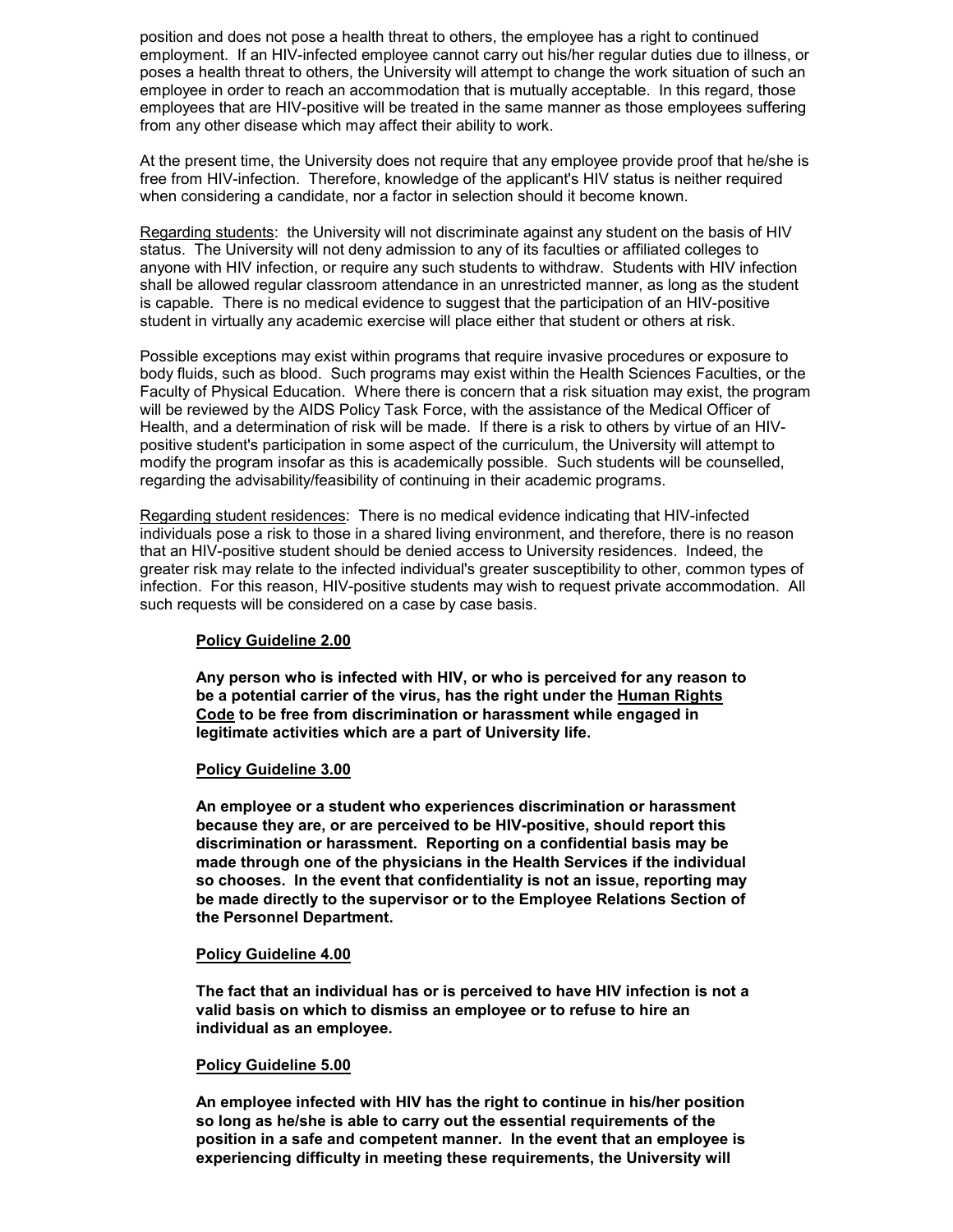position and does not pose a health threat to others, the employee has a right to continued employment. If an HIV-infected employee cannot carry out his/her regular duties due to illness, or poses a health threat to others, the University will attempt to change the work situation of such an employee in order to reach an accommodation that is mutually acceptable. In this regard, those employees that are HIV-positive will be treated in the same manner as those employees suffering from any other disease which may affect their ability to work.

At the present time, the University does not require that any employee provide proof that he/she is free from HIV-infection. Therefore, knowledge of the applicant's HIV status is neither required when considering a candidate, nor a factor in selection should it become known.

Regarding students: the University will not discriminate against any student on the basis of HIV status. The University will not deny admission to any of its faculties or affiliated colleges to anyone with HIV infection, or require any such students to withdraw. Students with HIV infection shall be allowed regular classroom attendance in an unrestricted manner, as long as the student is capable. There is no medical evidence to suggest that the participation of an HIV-positive student in virtually any academic exercise will place either that student or others at risk.

Possible exceptions may exist within programs that require invasive procedures or exposure to body fluids, such as blood. Such programs may exist within the Health Sciences Faculties, or the Faculty of Physical Education. Where there is concern that a risk situation may exist, the program will be reviewed by the AIDS Policy Task Force, with the assistance of the Medical Officer of Health, and a determination of risk will be made. If there is a risk to others by virtue of an HIV-positive student's participation in some aspect of the curriculum, the University will attempt to modify the program insofar as this is academically possible. Such students will be counselled, regarding the advisability/feasibility of continuing in their academic programs.

Regarding student residences: There is no medical evidence indicating that HIV-infected individuals pose a risk to those in a shared living environment, and therefore, there is no reason that an HIV-positive student should be denied access to University residences. Indeed, the greater risk may relate to the infected individual's greater susceptibility to other, common types of infection. For this reason, HIV-positive students may wish to request private accommodation. All such requests will be considered on a case by case basis.

**Policy Guideline 2.00**

**Any person who is infected with HIV, or who is perceived for any reason to be a potential carrier of the virus, has the right under the Human Rights Code to be free from discrimination or harassment while engaged in legitimate activities which are a part of University life.**

**Policy Guideline 3.00**

**An employee or a student who experiences discrimination or harassment because they are, or are perceived to be HIV-positive, should report this discrimination or harassment. Reporting on a confidential basis may be made through one of the physicians in the Health Services if the individual so chooses. In the event that confidentiality is not an issue, reporting may be made directly to the supervisor or to the Employee Relations Section of the Personnel Department.**

**Policy Guideline 4.00**

**The fact that an individual has or is perceived to have HIV infection is not a valid basis on which to dismiss an employee or to refuse to hire an individual as an employee.**

**Policy Guideline 5.00**

**An employee infected with HIV has the right to continue in his/her position so long as he/she is able to carry out the essential requirements of the position in a safe and competent manner. In the event that an employee is experiencing difficulty in meeting these requirements, the University will**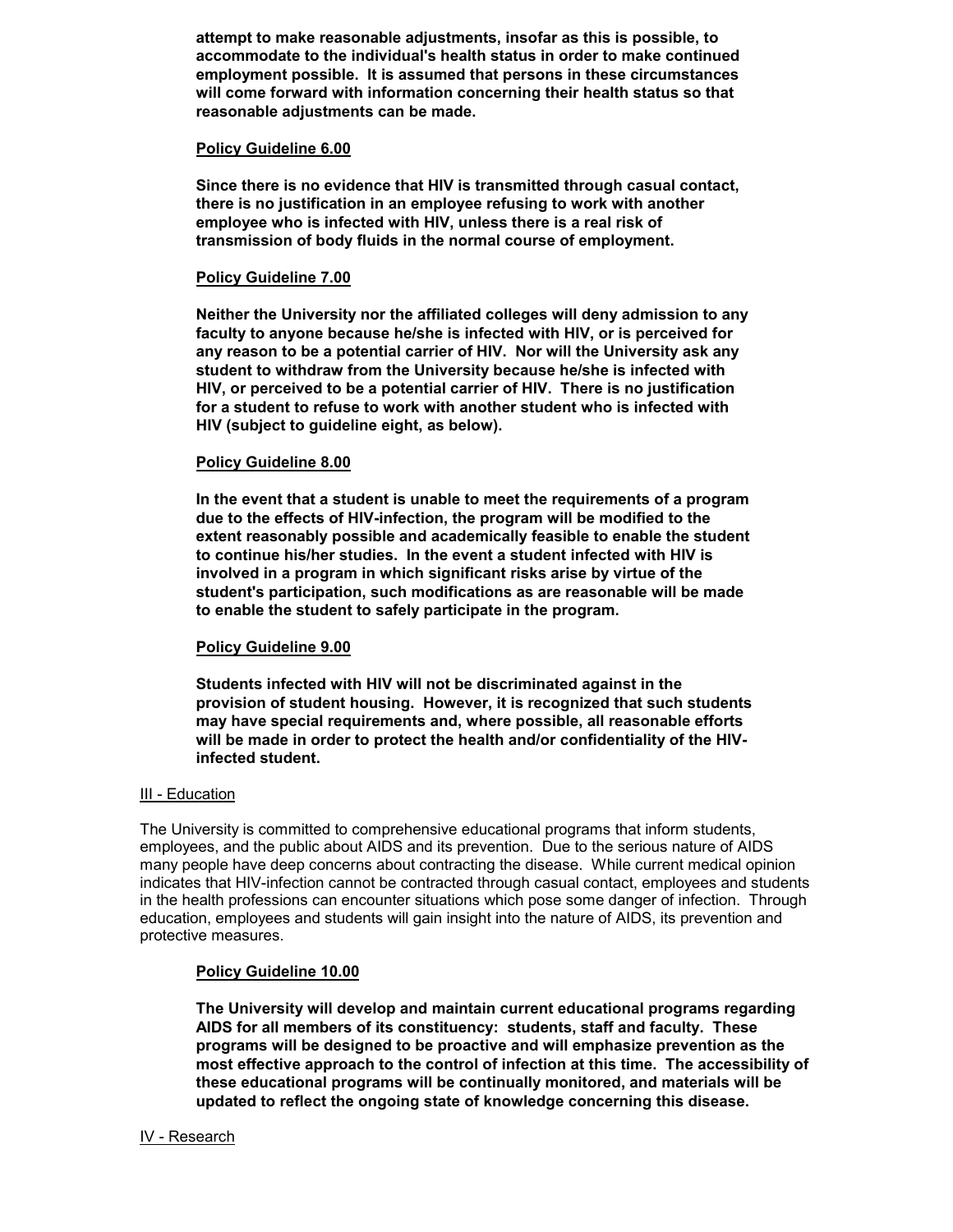**attempt to make reasonable adjustments, insofar as this is possible, to accommodate to the individual's health status in order to make continued employment possible. It is assumed that persons in these circumstances will come forward with information concerning their health status so that reasonable adjustments can be made.**

**Policy Guideline 6.00**

**Since there is no evidence that HIV is transmitted through casual contact, there is no justification in an employee refusing to work with another employee who is infected with HIV, unless there is a real risk of transmission of body fluids in the normal course of employment.**

**Policy Guideline 7.00**

**Neither the University nor the affiliated colleges will deny admission to any faculty to anyone because he/she is infected with HIV, or is perceived for any reason to be a potential carrier of HIV. Nor will the University ask any student to withdraw from the University because he/she is infected with HIV, or perceived to be a potential carrier of HIV. There is no justification for a student to refuse to work with another student who is infected with HIV (subject to guideline eight, as below).**

**Policy Guideline 8.00**

**In the event that a student is unable to meet the requirements of a program due to the effects of HIV-infection, the program will be modified to the extent reasonably possible and academically feasible to enable the student to continue his/her studies. In the event a student infected with HIV is involved in a program in which significant risks arise by virtue of the student's participation, such modifications as are reasonable will be made to enable the student to safely participate in the program.**

**Policy Guideline 9.00**

**Students infected with HIV will not be discriminated against in the provision of student housing. However, it is recognized that such students may have special requirements and, where possible, all reasonable efforts will be made in order to protect the health and/or confidentiality of the HIV-infected student.**

## III - Education

The University is committed to comprehensive educational programs that inform students, employees, and the public about AIDS and its prevention. Due to the serious nature of AIDS many people have deep concerns about contracting the disease. While current medical opinion indicates that HIV-infection cannot be contracted through casual contact, employees and students in the health professions can encounter situations which pose some danger of infection. Through education, employees and students will gain insight into the nature of AIDS, its prevention and protective measures.

**Policy Guideline 10.00**

**The University will develop and maintain current educational programs regarding AIDS for all members of its constituency: students, staff and faculty. These programs will be designed to be proactive and will emphasize prevention as the most effective approach to the control of infection at this time. The accessibility of these educational programs will be continually monitored, and materials will be updated to reflect the ongoing state of knowledge concerning this disease.**

## IV - Research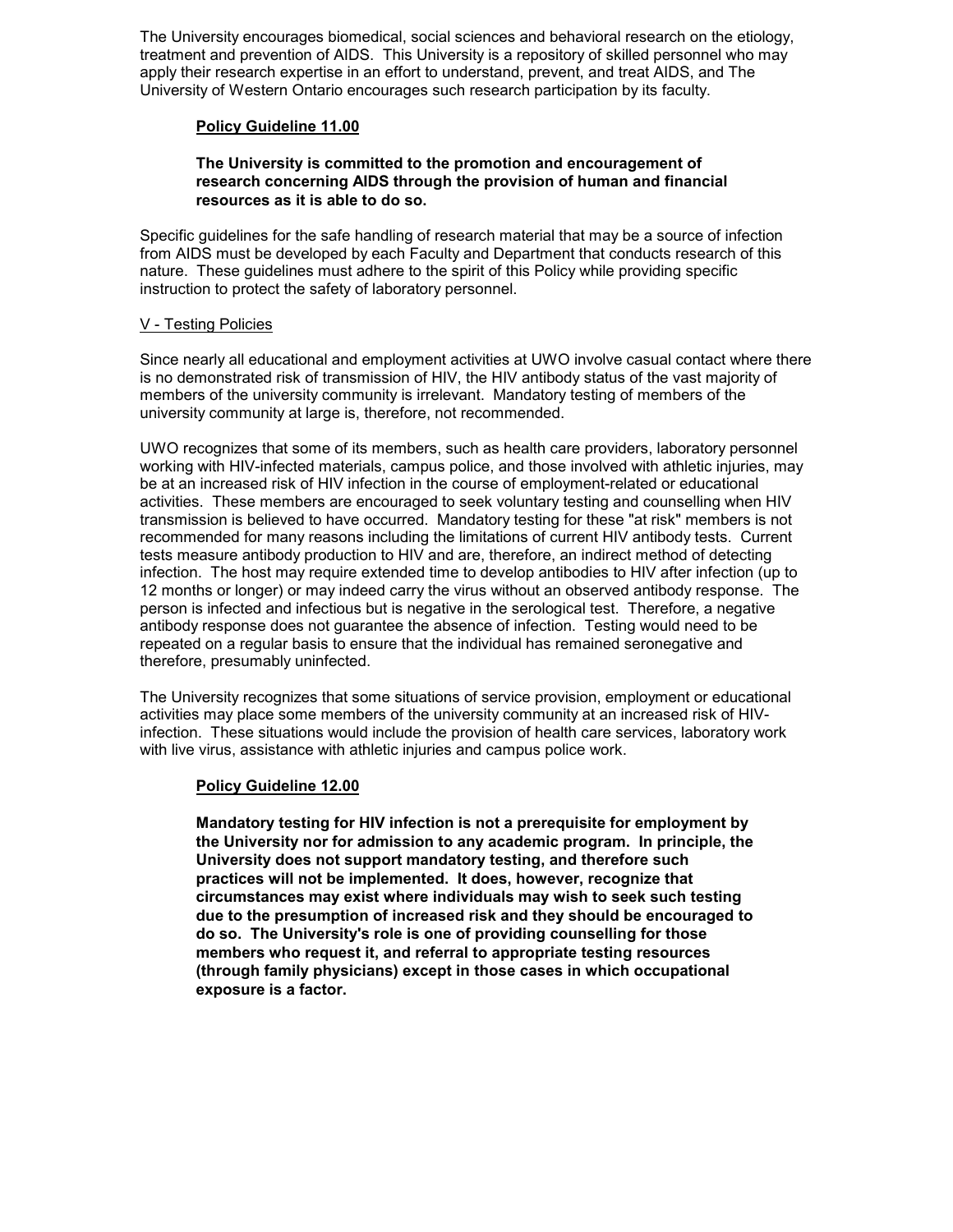The University encourages biomedical, social sciences and behavioral research on the etiology, treatment and prevention of AIDS. This University is a repository of skilled personnel who may apply their research expertise in an effort to understand, prevent, and treat AIDS, and The University of Western Ontario encourages such research participation by its faculty.

> **<u>Policy Guideline 11.00</u>**
>
> **The University is committed to the promotion and encouragement of research concerning AIDS through the provision of human and financial resources as it is able to do so.**

Specific guidelines for the safe handling of research material that may be a source of infection from AIDS must be developed by each Faculty and Department that conducts research of this nature. These guidelines must adhere to the spirit of this Policy while providing specific instruction to protect the safety of laboratory personnel.

<u>V - Testing Policies</u>

Since nearly all educational and employment activities at UWO involve casual contact where there is no demonstrated risk of transmission of HIV, the HIV antibody status of the vast majority of members of the university community is irrelevant. Mandatory testing of members of the university community at large is, therefore, not recommended.

UWO recognizes that some of its members, such as health care providers, laboratory personnel working with HIV-infected materials, campus police, and those involved with athletic injuries, may be at an increased risk of HIV infection in the course of employment-related or educational activities. These members are encouraged to seek voluntary testing and counselling when HIV transmission is believed to have occurred. Mandatory testing for these "at risk" members is not recommended for many reasons including the limitations of current HIV antibody tests. Current tests measure antibody production to HIV and are, therefore, an indirect method of detecting infection. The host may require extended time to develop antibodies to HIV after infection (up to 12 months or longer) or may indeed carry the virus without an observed antibody response. The person is infected and infectious but is negative in the serological test. Therefore, a negative antibody response does not guarantee the absence of infection. Testing would need to be repeated on a regular basis to ensure that the individual has remained seronegative and therefore, presumably uninfected.

The University recognizes that some situations of service provision, employment or educational activities may place some members of the university community at an increased risk of HIV-infection. These situations would include the provision of health care services, laboratory work with live virus, assistance with athletic injuries and campus police work.

> **<u>Policy Guideline 12.00</u>**
>
> **Mandatory testing for HIV infection is not a prerequisite for employment by the University nor for admission to any academic program. In principle, the University does not support mandatory testing, and therefore such practices will not be implemented. It does, however, recognize that circumstances may exist where individuals may wish to seek such testing due to the presumption of increased risk and they should be encouraged to do so. The University's role is one of providing counselling for those members who request it, and referral to appropriate testing resources (through family physicians) except in those cases in which occupational exposure is a factor.**